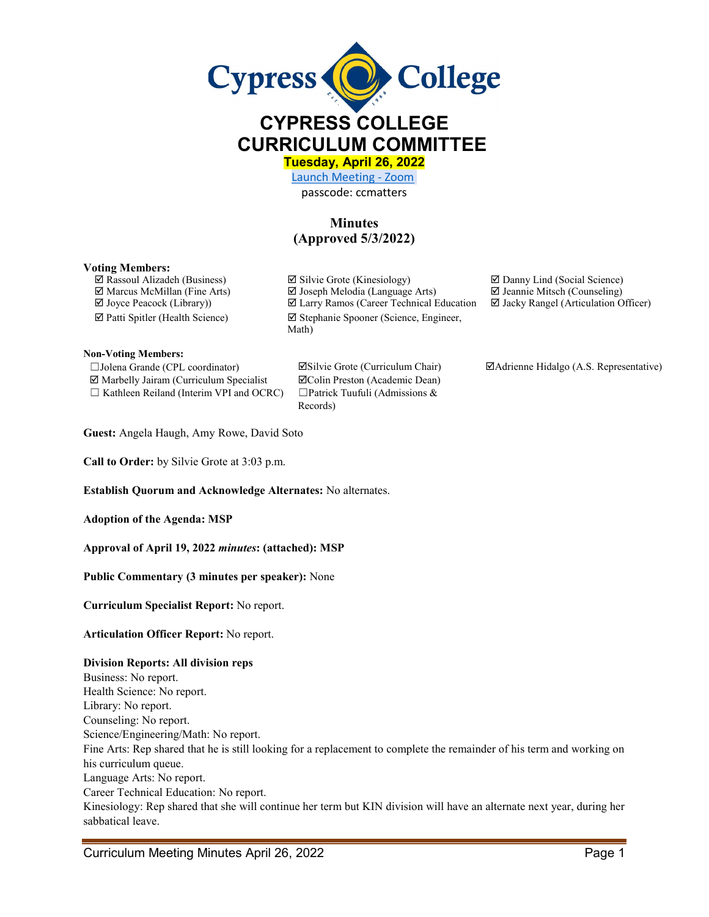# CYPRESS COLLEGE
# CURRICULUM COMMITTEE

**Tuesday, April 26, 2022**

Launch Meeting - Zoom

passcode: ccmatters

## Minutes
## (Approved 5/3/2022)

**Voting Members:**

☑ Rassoul Alizadeh (Business)
☑ Marcus McMillan (Fine Arts)
☑ Joyce Peacock (Library))
☑ Patti Spitler (Health Science)
☑ Silvie Grote (Kinesiology)
☑ Joseph Melodia (Language Arts)
☑ Larry Ramos (Career Technical Education
☑ Stephanie Spooner (Science, Engineer, Math)
☑ Danny Lind (Social Science)
☑ Jeannie Mitsch (Counseling)
☑ Jacky Rangel (Articulation Officer)

**Non-Voting Members:**

☐ Jolena Grande (CPL coordinator)
☑ Marbelly Jairam (Curriculum Specialist
☐ Kathleen Reiland (Interim VPI and OCRC)
☑ Silvie Grote (Curriculum Chair)
☑ Colin Preston (Academic Dean)
☐ Patrick Tuufuli (Admissions & Records)
☑ Adrienne Hidalgo (A.S. Representative)

**Guest:** Angela Haugh, Amy Rowe, David Soto

**Call to Order:** by Silvie Grote at 3:03 p.m.

**Establish Quorum and Acknowledge Alternates:** No alternates.

**Adoption of the Agenda: MSP**

**Approval of April 19, 2022 *minutes*: (attached): MSP**

**Public Commentary (3 minutes per speaker):** None

**Curriculum Specialist Report:** No report.

**Articulation Officer Report:** No report.

**Division Reports: All division reps**

Business: No report.
Health Science: No report.
Library: No report.
Counseling: No report.
Science/Engineering/Math: No report.
Fine Arts: Rep shared that he is still looking for a replacement to complete the remainder of his term and working on his curriculum queue.
Language Arts: No report.
Career Technical Education: No report.
Kinesiology: Rep shared that she will continue her term but KIN division will have an alternate next year, during her sabbatical leave.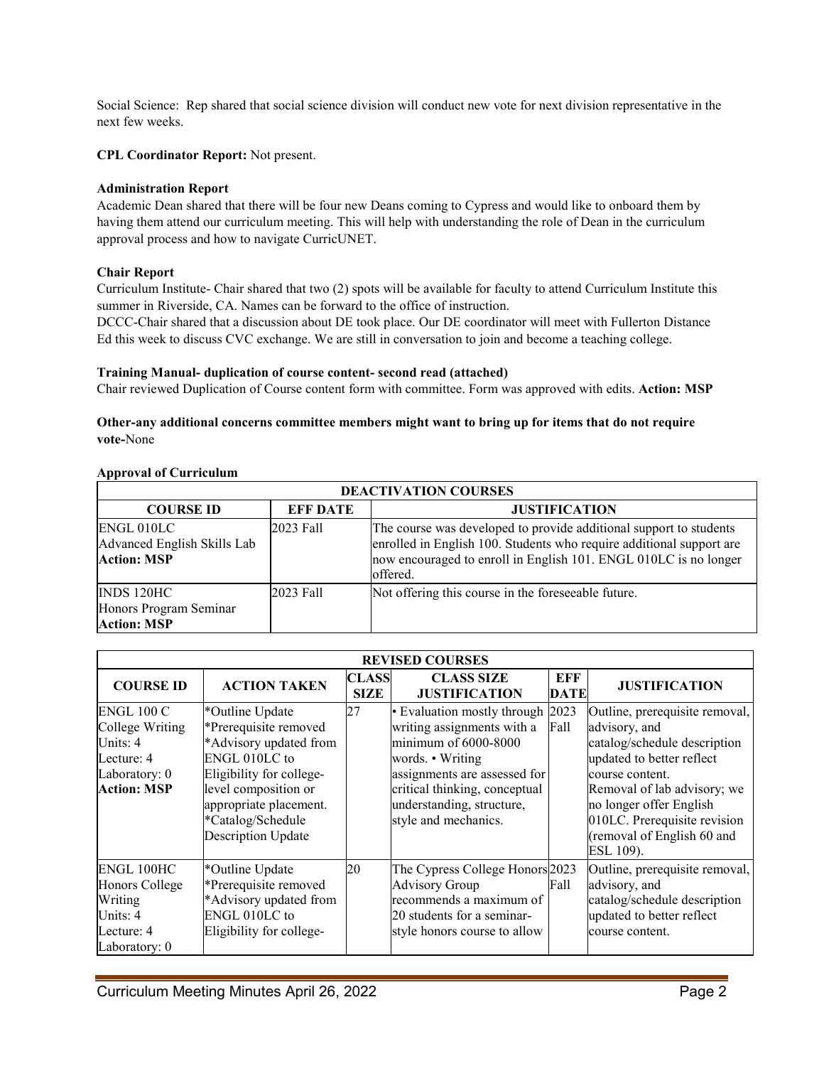Social Science: Rep shared that social science division will conduct new vote for next division representative in the next few weeks.

**CPL Coordinator Report:** Not present.

**Administration Report**

Academic Dean shared that there will be four new Deans coming to Cypress and would like to onboard them by having them attend our curriculum meeting. This will help with understanding the role of Dean in the curriculum approval process and how to navigate CurricUNET.

**Chair Report**

Curriculum Institute- Chair shared that two (2) spots will be available for faculty to attend Curriculum Institute this summer in Riverside, CA. Names can be forward to the office of instruction.

DCCC-Chair shared that a discussion about DE took place. Our DE coordinator will meet with Fullerton Distance Ed this week to discuss CVC exchange. We are still in conversation to join and become a teaching college.

**Training Manual- duplication of course content- second read (attached)**

Chair reviewed Duplication of Course content form with committee. Form was approved with edits. **Action: MSP**

**Other-any additional concerns committee members might want to bring up for items that do not require vote-**None

**Approval of Curriculum**

| DEACTIVATION COURSES | | |
|---|---|---|
| **COURSE ID** | **EFF DATE** | **JUSTIFICATION** |
| ENGL 010LC<br>Advanced English Skills Lab<br>**Action: MSP** | 2023 Fall | The course was developed to provide additional support to students enrolled in English 100. Students who require additional support are now encouraged to enroll in English 101. ENGL 010LC is no longer offered. |
| INDS 120HC<br>Honors Program Seminar<br>**Action: MSP** | 2023 Fall | Not offering this course in the foreseeable future. |

| REVISED COURSES | | | | | |
|---|---|---|---|---|---|
| **COURSE ID** | **ACTION TAKEN** | **CLASS SIZE** | **CLASS SIZE JUSTIFICATION** | **EFF DATE** | **JUSTIFICATION** |
| ENGL 100 C<br>College Writing<br>Units: 4<br>Lecture: 4<br>Laboratory: 0<br>**Action: MSP** | *Outline Update<br>*Prerequisite removed<br>*Advisory updated from ENGL 010LC to Eligibility for college-level composition or appropriate placement.<br>*Catalog/Schedule Description Update | 27 | • Evaluation mostly through writing assignments with a minimum of 6000-8000 words. • Writing assignments are assessed for critical thinking, conceptual understanding, structure, style and mechanics. | 2023 Fall | Outline, prerequisite removal, advisory, and catalog/schedule description updated to better reflect course content. Removal of lab advisory; we no longer offer English 010LC. Prerequisite revision (removal of English 60 and ESL 109). |
| ENGL 100HC<br>Honors College Writing<br>Units: 4<br>Lecture: 4<br>Laboratory: 0 | *Outline Update<br>*Prerequisite removed<br>*Advisory updated from ENGL 010LC to Eligibility for college- | 20 | The Cypress College Honors Advisory Group recommends a maximum of 20 students for a seminar-style honors course to allow | 2023 Fall | Outline, prerequisite removal, advisory, and catalog/schedule description updated to better reflect course content. |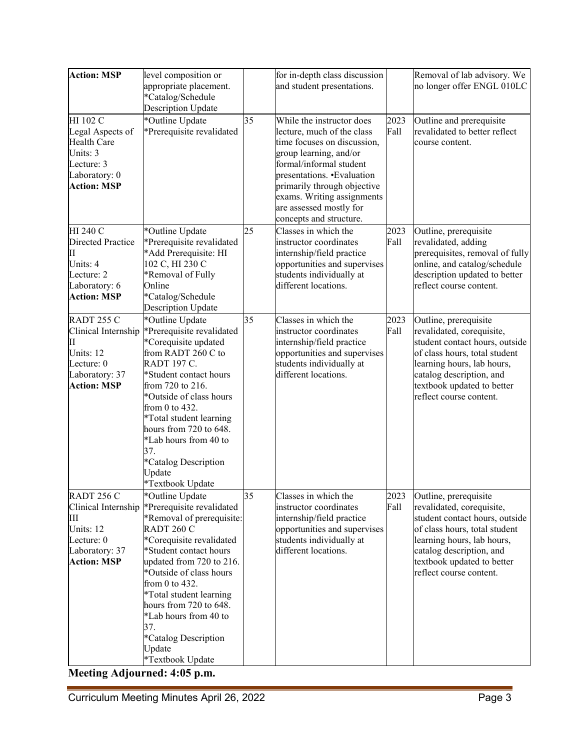| | | | | | |
|---|---|---|---|---|---|
| **Action: MSP** | level composition or appropriate placement. *Catalog/Schedule Description Update | | for in-depth class discussion and student presentations. | | Removal of lab advisory. We no longer offer ENGL 010LC |
| HI 102 C Legal Aspects of Health Care Units: 3 Lecture: 3 Laboratory: 0 **Action: MSP** | *Outline Update *Prerequisite revalidated | 35 | While the instructor does lecture, much of the class time focuses on discussion, group learning, and/or formal/informal student presentations. •Evaluation primarily through objective exams. Writing assignments are assessed mostly for concepts and structure. | 2023 Fall | Outline and prerequisite revalidated to better reflect course content. |
| HI 240 C Directed Practice II Units: 4 Lecture: 2 Laboratory: 6 **Action: MSP** | *Outline Update *Prerequisite revalidated *Add Prerequisite: HI 102 C, HI 230 C *Removal of Fully Online *Catalog/Schedule Description Update | 25 | Classes in which the instructor coordinates internship/field practice opportunities and supervises students individually at different locations. | 2023 Fall | Outline, prerequisite revalidated, adding prerequisites, removal of fully online, and catalog/schedule description updated to better reflect course content. |
| RADT 255 C Clinical Internship II Units: 12 Lecture: 0 Laboratory: 37 **Action: MSP** | *Outline Update *Prerequisite revalidated *Corequisite updated from RADT 260 C to RADT 197 C. *Student contact hours from 720 to 216. *Outside of class hours from 0 to 432. *Total student learning hours from 720 to 648. *Lab hours from 40 to 37. *Catalog Description Update *Textbook Update | 35 | Classes in which the instructor coordinates internship/field practice opportunities and supervises students individually at different locations. | 2023 Fall | Outline, prerequisite revalidated, corequisite, student contact hours, outside of class hours, total student learning hours, lab hours, catalog description, and textbook updated to better reflect course content. |
| RADT 256 C Clinical Internship III Units: 12 Lecture: 0 Laboratory: 37 **Action: MSP** | *Outline Update *Prerequisite revalidated *Removal of prerequisite: RADT 260 C *Corequisite revalidated *Student contact hours updated from 720 to 216. *Outside of class hours from 0 to 432. *Total student learning hours from 720 to 648. *Lab hours from 40 to 37. *Catalog Description Update *Textbook Update | 35 | Classes in which the instructor coordinates internship/field practice opportunities and supervises students individually at different locations. | 2023 Fall | Outline, prerequisite revalidated, corequisite, student contact hours, outside of class hours, total student learning hours, lab hours, catalog description, and textbook updated to better reflect course content. |

**Meeting Adjourned: 4:05 p.m.**